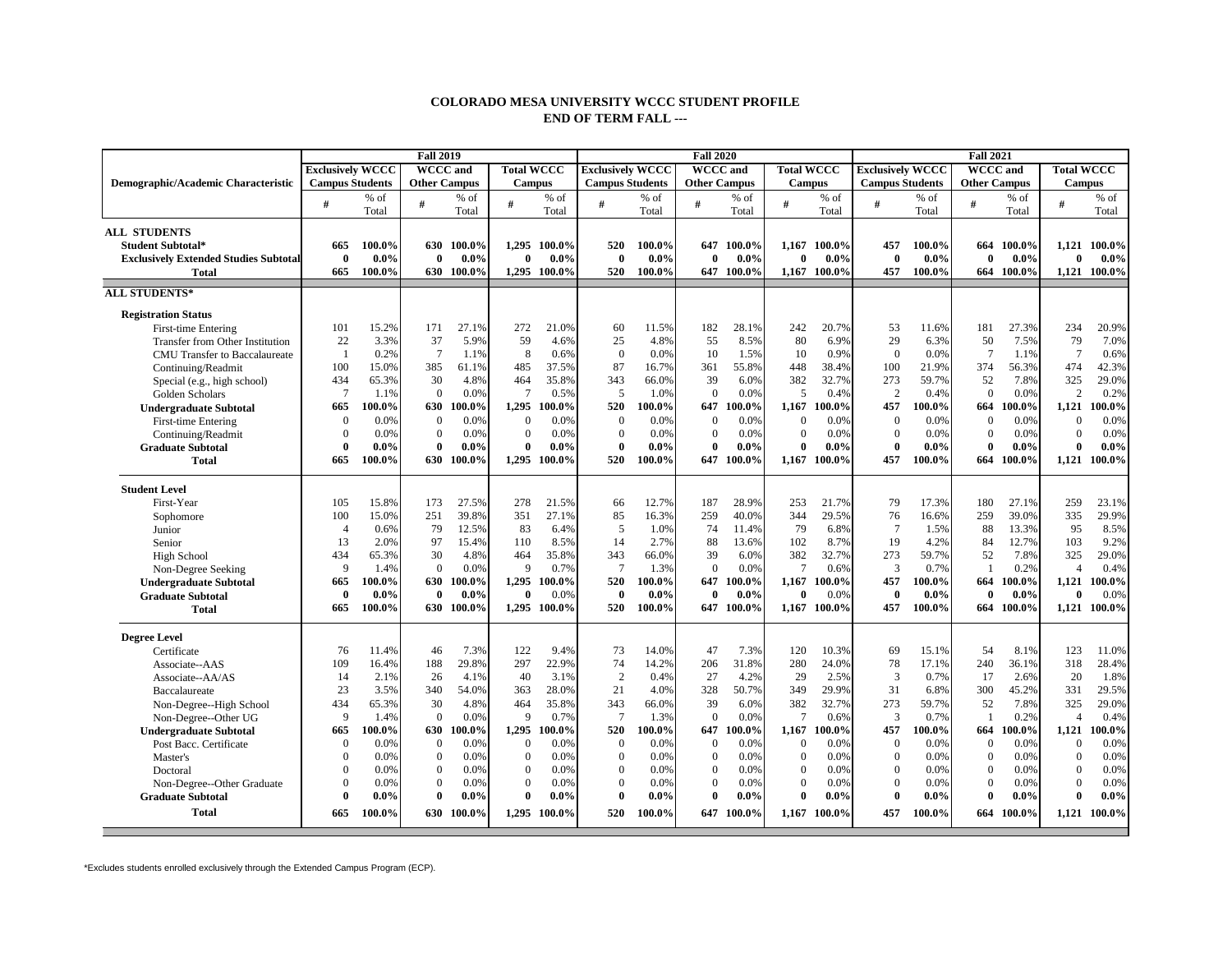# COLORADO MESA UNIVERSITY WCCC STUDENT PROFILE
## END OF TERM FALL ---

| Demographic/Academic Characteristic | Fall 2019 | | | | | | Fall 2020 | | | | | | Fall 2021 | | | | | |
|---|---|---|---|---|---|---|---|---|---|---|---|---|---|---|---|---|---|---|
| | Exclusively WCCC Campus Students | | WCCC and Other Campus | | Total WCCC Campus | | Exclusively WCCC Campus Students | | WCCC and Other Campus | | Total WCCC Campus | | Exclusively WCCC Campus Students | | WCCC and Other Campus | | Total WCCC Campus | |
| | # | % of Total | # | % of Total | # | % of Total | # | % of Total | # | % of Total | # | % of Total | # | % of Total | # | % of Total | # | % of Total |
| **ALL STUDENTS** | | | | | | | | | | | | | | | | | | |
| **Student Subtotal*** | **665** | **100.0%** | **630** | **100.0%** | **1,295** | **100.0%** | **520** | **100.0%** | **647** | **100.0%** | **1,167** | **100.0%** | **457** | **100.0%** | **664** | **100.0%** | **1,121** | **100.0%** |
| **Exclusively Extended Studies Subtotal** | **0** | **0.0%** | **0** | **0.0%** | **0** | **0.0%** | **0** | **0.0%** | **0** | **0.0%** | **0** | **0.0%** | **0** | **0.0%** | **0** | **0.0%** | **0** | **0.0%** |
| **Total** | **665** | **100.0%** | **630** | **100.0%** | **1,295** | **100.0%** | **520** | **100.0%** | **647** | **100.0%** | **1,167** | **100.0%** | **457** | **100.0%** | **664** | **100.0%** | **1,121** | **100.0%** |
| **ALL STUDENTS*** | | | | | | | | | | | | | | | | | | |
| **Registration Status** | | | | | | | | | | | | | | | | | | |
| First-time Entering | 101 | 15.2% | 171 | 27.1% | 272 | 21.0% | 60 | 11.5% | 182 | 28.1% | 242 | 20.7% | 53 | 11.6% | 181 | 27.3% | 234 | 20.9% |
| Transfer from Other Institution | 22 | 3.3% | 37 | 5.9% | 59 | 4.6% | 25 | 4.8% | 55 | 8.5% | 80 | 6.9% | 29 | 6.3% | 50 | 7.5% | 79 | 7.0% |
| CMU Transfer to Baccalaureate | 1 | 0.2% | 7 | 1.1% | 8 | 0.6% | 0 | 0.0% | 10 | 1.5% | 10 | 0.9% | 0 | 0.0% | 7 | 1.1% | 7 | 0.6% |
| Continuing/Readmit | 100 | 15.0% | 385 | 61.1% | 485 | 37.5% | 87 | 16.7% | 361 | 55.8% | 448 | 38.4% | 100 | 21.9% | 374 | 56.3% | 474 | 42.3% |
| Special (e.g., high school) | 434 | 65.3% | 30 | 4.8% | 464 | 35.8% | 343 | 66.0% | 39 | 6.0% | 382 | 32.7% | 273 | 59.7% | 52 | 7.8% | 325 | 29.0% |
| Golden Scholars | 7 | 1.1% | 0 | 0.0% | 7 | 0.5% | 5 | 1.0% | 0 | 0.0% | 5 | 0.4% | 2 | 0.4% | 0 | 0.0% | 2 | 0.2% |
| **Undergraduate Subtotal** | **665** | **100.0%** | **630** | **100.0%** | **1,295** | **100.0%** | **520** | **100.0%** | **647** | **100.0%** | **1,167** | **100.0%** | **457** | **100.0%** | **664** | **100.0%** | **1,121** | **100.0%** |
| First-time Entering | 0 | 0.0% | 0 | 0.0% | 0 | 0.0% | 0 | 0.0% | 0 | 0.0% | 0 | 0.0% | 0 | 0.0% | 0 | 0.0% | 0 | 0.0% |
| Continuing/Readmit | 0 | 0.0% | 0 | 0.0% | 0 | 0.0% | 0 | 0.0% | 0 | 0.0% | 0 | 0.0% | 0 | 0.0% | 0 | 0.0% | 0 | 0.0% |
| **Graduate Subtotal** | **0** | **0.0%** | **0** | **0.0%** | **0** | **0.0%** | **0** | **0.0%** | **0** | **0.0%** | **0** | **0.0%** | **0** | **0.0%** | **0** | **0.0%** | **0** | **0.0%** |
| **Total** | **665** | **100.0%** | **630** | **100.0%** | **1,295** | **100.0%** | **520** | **100.0%** | **647** | **100.0%** | **1,167** | **100.0%** | **457** | **100.0%** | **664** | **100.0%** | **1,121** | **100.0%** |
| **Student Level** | | | | | | | | | | | | | | | | | | |
| First-Year | 105 | 15.8% | 173 | 27.5% | 278 | 21.5% | 66 | 12.7% | 187 | 28.9% | 253 | 21.7% | 79 | 17.3% | 180 | 27.1% | 259 | 23.1% |
| Sophomore | 100 | 15.0% | 251 | 39.8% | 351 | 27.1% | 85 | 16.3% | 259 | 40.0% | 344 | 29.5% | 76 | 16.6% | 259 | 39.0% | 335 | 29.9% |
| Junior | 4 | 0.6% | 79 | 12.5% | 83 | 6.4% | 5 | 1.0% | 74 | 11.4% | 79 | 6.8% | 7 | 1.5% | 88 | 13.3% | 95 | 8.5% |
| Senior | 13 | 2.0% | 97 | 15.4% | 110 | 8.5% | 14 | 2.7% | 88 | 13.6% | 102 | 8.7% | 19 | 4.2% | 84 | 12.7% | 103 | 9.2% |
| High School | 434 | 65.3% | 30 | 4.8% | 464 | 35.8% | 343 | 66.0% | 39 | 6.0% | 382 | 32.7% | 273 | 59.7% | 52 | 7.8% | 325 | 29.0% |
| Non-Degree Seeking | 9 | 1.4% | 0 | 0.0% | 9 | 0.7% | 7 | 1.3% | 0 | 0.0% | 7 | 0.6% | 3 | 0.7% | 1 | 0.2% | 4 | 0.4% |
| **Undergraduate Subtotal** | **665** | **100.0%** | **630** | **100.0%** | **1,295** | **100.0%** | **520** | **100.0%** | **647** | **100.0%** | **1,167** | **100.0%** | **457** | **100.0%** | **664** | **100.0%** | **1,121** | **100.0%** |
| **Graduate Subtotal** | **0** | **0.0%** | **0** | **0.0%** | **0** | 0.0% | **0** | **0.0%** | **0** | **0.0%** | **0** | 0.0% | **0** | **0.0%** | **0** | **0.0%** | **0** | 0.0% |
| **Total** | **665** | **100.0%** | **630** | **100.0%** | **1,295** | **100.0%** | **520** | **100.0%** | **647** | **100.0%** | **1,167** | **100.0%** | **457** | **100.0%** | **664** | **100.0%** | **1,121** | **100.0%** |
| **Degree Level** | | | | | | | | | | | | | | | | | | |
| Certificate | 76 | 11.4% | 46 | 7.3% | 122 | 9.4% | 73 | 14.0% | 47 | 7.3% | 120 | 10.3% | 69 | 15.1% | 54 | 8.1% | 123 | 11.0% |
| Associate--AAS | 109 | 16.4% | 188 | 29.8% | 297 | 22.9% | 74 | 14.2% | 206 | 31.8% | 280 | 24.0% | 78 | 17.1% | 240 | 36.1% | 318 | 28.4% |
| Associate--AA/AS | 14 | 2.1% | 26 | 4.1% | 40 | 3.1% | 2 | 0.4% | 27 | 4.2% | 29 | 2.5% | 3 | 0.7% | 17 | 2.6% | 20 | 1.8% |
| Baccalaureate | 23 | 3.5% | 340 | 54.0% | 363 | 28.0% | 21 | 4.0% | 328 | 50.7% | 349 | 29.9% | 31 | 6.8% | 300 | 45.2% | 331 | 29.5% |
| Non-Degree--High School | 434 | 65.3% | 30 | 4.8% | 464 | 35.8% | 343 | 66.0% | 39 | 6.0% | 382 | 32.7% | 273 | 59.7% | 52 | 7.8% | 325 | 29.0% |
| Non-Degree--Other UG | 9 | 1.4% | 0 | 0.0% | 9 | 0.7% | 7 | 1.3% | 0 | 0.0% | 7 | 0.6% | 3 | 0.7% | 1 | 0.2% | 4 | 0.4% |
| **Undergraduate Subtotal** | **665** | **100.0%** | **630** | **100.0%** | **1,295** | **100.0%** | **520** | **100.0%** | **647** | **100.0%** | **1,167** | **100.0%** | **457** | **100.0%** | **664** | **100.0%** | **1,121** | **100.0%** |
| Post Bacc. Certificate | 0 | 0.0% | 0 | 0.0% | 0 | 0.0% | 0 | 0.0% | 0 | 0.0% | 0 | 0.0% | 0 | 0.0% | 0 | 0.0% | 0 | 0.0% |
| Master's | 0 | 0.0% | 0 | 0.0% | 0 | 0.0% | 0 | 0.0% | 0 | 0.0% | 0 | 0.0% | 0 | 0.0% | 0 | 0.0% | 0 | 0.0% |
| Doctoral | 0 | 0.0% | 0 | 0.0% | 0 | 0.0% | 0 | 0.0% | 0 | 0.0% | 0 | 0.0% | 0 | 0.0% | 0 | 0.0% | 0 | 0.0% |
| Non-Degree--Other Graduate | 0 | 0.0% | 0 | 0.0% | 0 | 0.0% | 0 | 0.0% | 0 | 0.0% | 0 | 0.0% | 0 | 0.0% | 0 | 0.0% | 0 | 0.0% |
| **Graduate Subtotal** | **0** | **0.0%** | **0** | **0.0%** | **0** | **0.0%** | **0** | **0.0%** | **0** | **0.0%** | **0** | **0.0%** | **0** | **0.0%** | **0** | **0.0%** | **0** | **0.0%** |
| **Total** | **665** | **100.0%** | **630** | **100.0%** | **1,295** | **100.0%** | **520** | **100.0%** | **647** | **100.0%** | **1,167** | **100.0%** | **457** | **100.0%** | **664** | **100.0%** | **1,121** | **100.0%** |

*Excludes students enrolled exclusively through the Extended Campus Program (ECP).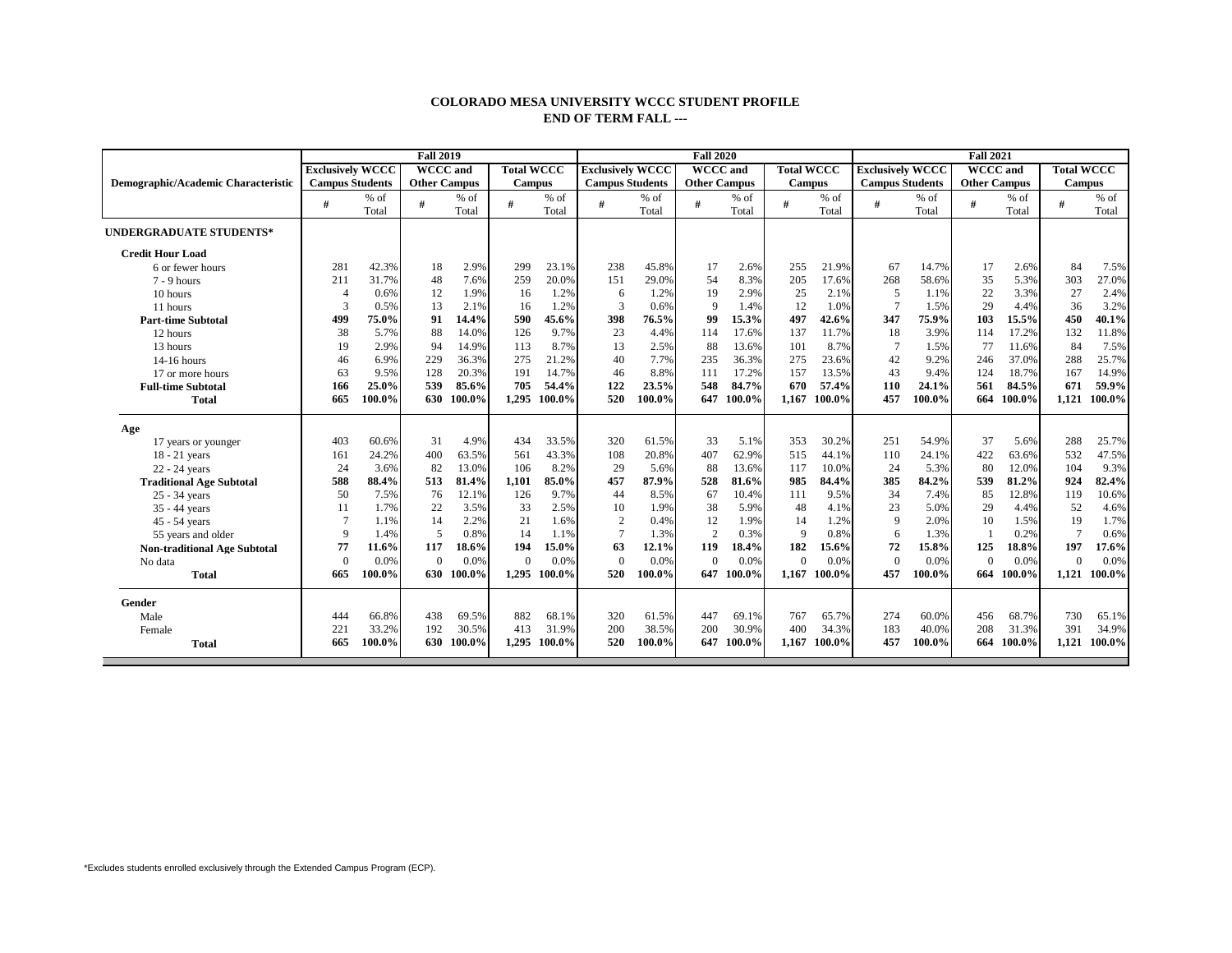**COLORADO MESA UNIVERSITY WCCC STUDENT PROFILE**
**END OF TERM FALL ---**

| Demographic/Academic Characteristic | Fall 2019 | | | | | | Fall 2020 | | | | | | Fall 2021 | | | | | |
|---|---|---|---|---|---|---|---|---|---|---|---|---|---|---|---|---|---|---|
| | Exclusively WCCC Campus Students | | WCCC and Other Campus | | Total WCCC Campus | | Exclusively WCCC Campus Students | | WCCC and Other Campus | | Total WCCC Campus | | Exclusively WCCC Campus Students | | WCCC and Other Campus | | Total WCCC Campus | |
| | # | % of Total | # | % of Total | # | % of Total | # | % of Total | # | % of Total | # | % of Total | # | % of Total | # | % of Total | # | % of Total |
| **UNDERGRADUATE STUDENTS*** | | | | | | | | | | | | | | | | | | |
| **Credit Hour Load** | | | | | | | | | | | | | | | | | | |
| 6 or fewer hours | 281 | 42.3% | 18 | 2.9% | 299 | 23.1% | 238 | 45.8% | 17 | 2.6% | 255 | 21.9% | 67 | 14.7% | 17 | 2.6% | 84 | 7.5% |
| 7 - 9 hours | 211 | 31.7% | 48 | 7.6% | 259 | 20.0% | 151 | 29.0% | 54 | 8.3% | 205 | 17.6% | 268 | 58.6% | 35 | 5.3% | 303 | 27.0% |
| 10 hours | 4 | 0.6% | 12 | 1.9% | 16 | 1.2% | 6 | 1.2% | 19 | 2.9% | 25 | 2.1% | 5 | 1.1% | 22 | 3.3% | 27 | 2.4% |
| 11 hours | 3 | 0.5% | 13 | 2.1% | 16 | 1.2% | 3 | 0.6% | 9 | 1.4% | 12 | 1.0% | 7 | 1.5% | 29 | 4.4% | 36 | 3.2% |
| **Part-time Subtotal** | **499** | **75.0%** | **91** | **14.4%** | **590** | **45.6%** | **398** | **76.5%** | **99** | **15.3%** | **497** | **42.6%** | **347** | **75.9%** | **103** | **15.5%** | **450** | **40.1%** |
| 12 hours | 38 | 5.7% | 88 | 14.0% | 126 | 9.7% | 23 | 4.4% | 114 | 17.6% | 137 | 11.7% | 18 | 3.9% | 114 | 17.2% | 132 | 11.8% |
| 13 hours | 19 | 2.9% | 94 | 14.9% | 113 | 8.7% | 13 | 2.5% | 88 | 13.6% | 101 | 8.7% | 7 | 1.5% | 77 | 11.6% | 84 | 7.5% |
| 14-16 hours | 46 | 6.9% | 229 | 36.3% | 275 | 21.2% | 40 | 7.7% | 235 | 36.3% | 275 | 23.6% | 42 | 9.2% | 246 | 37.0% | 288 | 25.7% |
| 17 or more hours | 63 | 9.5% | 128 | 20.3% | 191 | 14.7% | 46 | 8.8% | 111 | 17.2% | 157 | 13.5% | 43 | 9.4% | 124 | 18.7% | 167 | 14.9% |
| **Full-time Subtotal** | **166** | **25.0%** | **539** | **85.6%** | **705** | **54.4%** | **122** | **23.5%** | **548** | **84.7%** | **670** | **57.4%** | **110** | **24.1%** | **561** | **84.5%** | **671** | **59.9%** |
| **Total** | **665** | **100.0%** | **630** | **100.0%** | **1,295** | **100.0%** | **520** | **100.0%** | **647** | **100.0%** | **1,167** | **100.0%** | **457** | **100.0%** | **664** | **100.0%** | **1,121** | **100.0%** |
| **Age** | | | | | | | | | | | | | | | | | | |
| 17 years or younger | 403 | 60.6% | 31 | 4.9% | 434 | 33.5% | 320 | 61.5% | 33 | 5.1% | 353 | 30.2% | 251 | 54.9% | 37 | 5.6% | 288 | 25.7% |
| 18 - 21 years | 161 | 24.2% | 400 | 63.5% | 561 | 43.3% | 108 | 20.8% | 407 | 62.9% | 515 | 44.1% | 110 | 24.1% | 422 | 63.6% | 532 | 47.5% |
| 22 - 24 years | 24 | 3.6% | 82 | 13.0% | 106 | 8.2% | 29 | 5.6% | 88 | 13.6% | 117 | 10.0% | 24 | 5.3% | 80 | 12.0% | 104 | 9.3% |
| **Traditional Age Subtotal** | **588** | **88.4%** | **513** | **81.4%** | **1,101** | **85.0%** | **457** | **87.9%** | **528** | **81.6%** | **985** | **84.4%** | **385** | **84.2%** | **539** | **81.2%** | **924** | **82.4%** |
| 25 - 34 years | 50 | 7.5% | 76 | 12.1% | 126 | 9.7% | 44 | 8.5% | 67 | 10.4% | 111 | 9.5% | 34 | 7.4% | 85 | 12.8% | 119 | 10.6% |
| 35 - 44 years | 11 | 1.7% | 22 | 3.5% | 33 | 2.5% | 10 | 1.9% | 38 | 5.9% | 48 | 4.1% | 23 | 5.0% | 29 | 4.4% | 52 | 4.6% |
| 45 - 54 years | 7 | 1.1% | 14 | 2.2% | 21 | 1.6% | 2 | 0.4% | 12 | 1.9% | 14 | 1.2% | 9 | 2.0% | 10 | 1.5% | 19 | 1.7% |
| 55 years and older | 9 | 1.4% | 5 | 0.8% | 14 | 1.1% | 7 | 1.3% | 2 | 0.3% | 9 | 0.8% | 6 | 1.3% | 1 | 0.2% | 7 | 0.6% |
| **Non-traditional Age Subtotal** | **77** | **11.6%** | **117** | **18.6%** | **194** | **15.0%** | **63** | **12.1%** | **119** | **18.4%** | **182** | **15.6%** | **72** | **15.8%** | **125** | **18.8%** | **197** | **17.6%** |
| No data | 0 | 0.0% | 0 | 0.0% | 0 | 0.0% | 0 | 0.0% | 0 | 0.0% | 0 | 0.0% | 0 | 0.0% | 0 | 0.0% | 0 | 0.0% |
| **Total** | **665** | **100.0%** | **630** | **100.0%** | **1,295** | **100.0%** | **520** | **100.0%** | **647** | **100.0%** | **1,167** | **100.0%** | **457** | **100.0%** | **664** | **100.0%** | **1,121** | **100.0%** |
| **Gender** | | | | | | | | | | | | | | | | | | |
| Male | 444 | 66.8% | 438 | 69.5% | 882 | 68.1% | 320 | 61.5% | 447 | 69.1% | 767 | 65.7% | 274 | 60.0% | 456 | 68.7% | 730 | 65.1% |
| Female | 221 | 33.2% | 192 | 30.5% | 413 | 31.9% | 200 | 38.5% | 200 | 30.9% | 400 | 34.3% | 183 | 40.0% | 208 | 31.3% | 391 | 34.9% |
| **Total** | **665** | **100.0%** | **630** | **100.0%** | **1,295** | **100.0%** | **520** | **100.0%** | **647** | **100.0%** | **1,167** | **100.0%** | **457** | **100.0%** | **664** | **100.0%** | **1,121** | **100.0%** |

*Excludes students enrolled exclusively through the Extended Campus Program (ECP).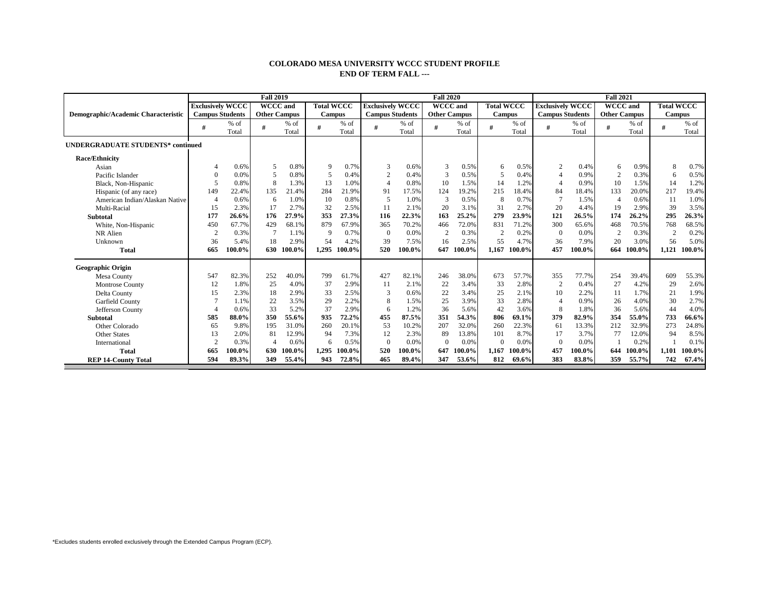**COLORADO MESA UNIVERSITY WCCC STUDENT PROFILE**
**END OF TERM FALL ---**

| Demographic/Academic Characteristic | Fall 2019 | | | | | | Fall 2020 | | | | | | Fall 2021 | | | | | |
|---|---|---|---|---|---|---|---|---|---|---|---|---|---|---|---|---|---|---|
| | Exclusively WCCC Campus Students | | WCCC and Other Campus | | Total WCCC Campus | | Exclusively WCCC Campus Students | | WCCC and Other Campus | | Total WCCC Campus | | Exclusively WCCC Campus Students | | WCCC and Other Campus | | Total WCCC Campus | |
| | # | % of Total | # | % of Total | # | % of Total | # | % of Total | # | % of Total | # | % of Total | # | % of Total | # | % of Total | # | % of Total |
| **UNDERGRADUATE STUDENTS* continued** | | | | | | | | | | | | | | | | | | |
| **Race/Ethnicity** | | | | | | | | | | | | | | | | | | |
| Asian | 4 | 0.6% | 5 | 0.8% | 9 | 0.7% | 3 | 0.6% | 3 | 0.5% | 6 | 0.5% | 2 | 0.4% | 6 | 0.9% | 8 | 0.7% |
| Pacific Islander | 0 | 0.0% | 5 | 0.8% | 5 | 0.4% | 2 | 0.4% | 3 | 0.5% | 5 | 0.4% | 4 | 0.9% | 2 | 0.3% | 6 | 0.5% |
| Black, Non-Hispanic | 5 | 0.8% | 8 | 1.3% | 13 | 1.0% | 4 | 0.8% | 10 | 1.5% | 14 | 1.2% | 4 | 0.9% | 10 | 1.5% | 14 | 1.2% |
| Hispanic (of any race) | 149 | 22.4% | 135 | 21.4% | 284 | 21.9% | 91 | 17.5% | 124 | 19.2% | 215 | 18.4% | 84 | 18.4% | 133 | 20.0% | 217 | 19.4% |
| American Indian/Alaskan Native | 4 | 0.6% | 6 | 1.0% | 10 | 0.8% | 5 | 1.0% | 3 | 0.5% | 8 | 0.7% | 7 | 1.5% | 4 | 0.6% | 11 | 1.0% |
| Multi-Racial | 15 | 2.3% | 17 | 2.7% | 32 | 2.5% | 11 | 2.1% | 20 | 3.1% | 31 | 2.7% | 20 | 4.4% | 19 | 2.9% | 39 | 3.5% |
| **Subtotal** | **177** | **26.6%** | **176** | **27.9%** | **353** | **27.3%** | **116** | **22.3%** | **163** | **25.2%** | **279** | **23.9%** | **121** | **26.5%** | **174** | **26.2%** | **295** | **26.3%** |
| White, Non-Hispanic | 450 | 67.7% | 429 | 68.1% | 879 | 67.9% | 365 | 70.2% | 466 | 72.0% | 831 | 71.2% | 300 | 65.6% | 468 | 70.5% | 768 | 68.5% |
| NR Alien | 2 | 0.3% | 7 | 1.1% | 9 | 0.7% | 0 | 0.0% | 2 | 0.3% | 2 | 0.2% | 0 | 0.0% | 2 | 0.3% | 2 | 0.2% |
| Unknown | 36 | 5.4% | 18 | 2.9% | 54 | 4.2% | 39 | 7.5% | 16 | 2.5% | 55 | 4.7% | 36 | 7.9% | 20 | 3.0% | 56 | 5.0% |
| **Total** | **665** | **100.0%** | **630** | **100.0%** | **1,295** | **100.0%** | **520** | **100.0%** | **647** | **100.0%** | **1,167** | **100.0%** | **457** | **100.0%** | **664** | **100.0%** | **1,121** | **100.0%** |
| **Geographic Origin** | | | | | | | | | | | | | | | | | | |
| Mesa County | 547 | 82.3% | 252 | 40.0% | 799 | 61.7% | 427 | 82.1% | 246 | 38.0% | 673 | 57.7% | 355 | 77.7% | 254 | 39.4% | 609 | 55.3% |
| Montrose County | 12 | 1.8% | 25 | 4.0% | 37 | 2.9% | 11 | 2.1% | 22 | 3.4% | 33 | 2.8% | 2 | 0.4% | 27 | 4.2% | 29 | 2.6% |
| Delta County | 15 | 2.3% | 18 | 2.9% | 33 | 2.5% | 3 | 0.6% | 22 | 3.4% | 25 | 2.1% | 10 | 2.2% | 11 | 1.7% | 21 | 1.9% |
| Garfield County | 7 | 1.1% | 22 | 3.5% | 29 | 2.2% | 8 | 1.5% | 25 | 3.9% | 33 | 2.8% | 4 | 0.9% | 26 | 4.0% | 30 | 2.7% |
| Jefferson County | 4 | 0.6% | 33 | 5.2% | 37 | 2.9% | 6 | 1.2% | 36 | 5.6% | 42 | 3.6% | 8 | 1.8% | 36 | 5.6% | 44 | 4.0% |
| **Subtotal** | **585** | **88.0%** | **350** | **55.6%** | **935** | **72.2%** | **455** | **87.5%** | **351** | **54.3%** | **806** | **69.1%** | **379** | **82.9%** | **354** | **55.0%** | **733** | **66.6%** |
| Other Colorado | 65 | 9.8% | 195 | 31.0% | 260 | 20.1% | 53 | 10.2% | 207 | 32.0% | 260 | 22.3% | 61 | 13.3% | 212 | 32.9% | 273 | 24.8% |
| Other States | 13 | 2.0% | 81 | 12.9% | 94 | 7.3% | 12 | 2.3% | 89 | 13.8% | 101 | 8.7% | 17 | 3.7% | 77 | 12.0% | 94 | 8.5% |
| International | 2 | 0.3% | 4 | 0.6% | 6 | 0.5% | 0 | 0.0% | 0 | 0.0% | 0 | 0.0% | 0 | 0.0% | 1 | 0.2% | 1 | 0.1% |
| **Total** | **665** | **100.0%** | **630** | **100.0%** | **1,295** | **100.0%** | **520** | **100.0%** | **647** | **100.0%** | **1,167** | **100.0%** | **457** | **100.0%** | **644** | **100.0%** | **1,101** | **100.0%** |
| **REP 14-County Total** | **594** | **89.3%** | **349** | **55.4%** | **943** | **72.8%** | **465** | **89.4%** | **347** | **53.6%** | **812** | **69.6%** | **383** | **83.8%** | **359** | **55.7%** | **742** | **67.4%** |

*Excludes students enrolled exclusively through the Extended Campus Program (ECP).